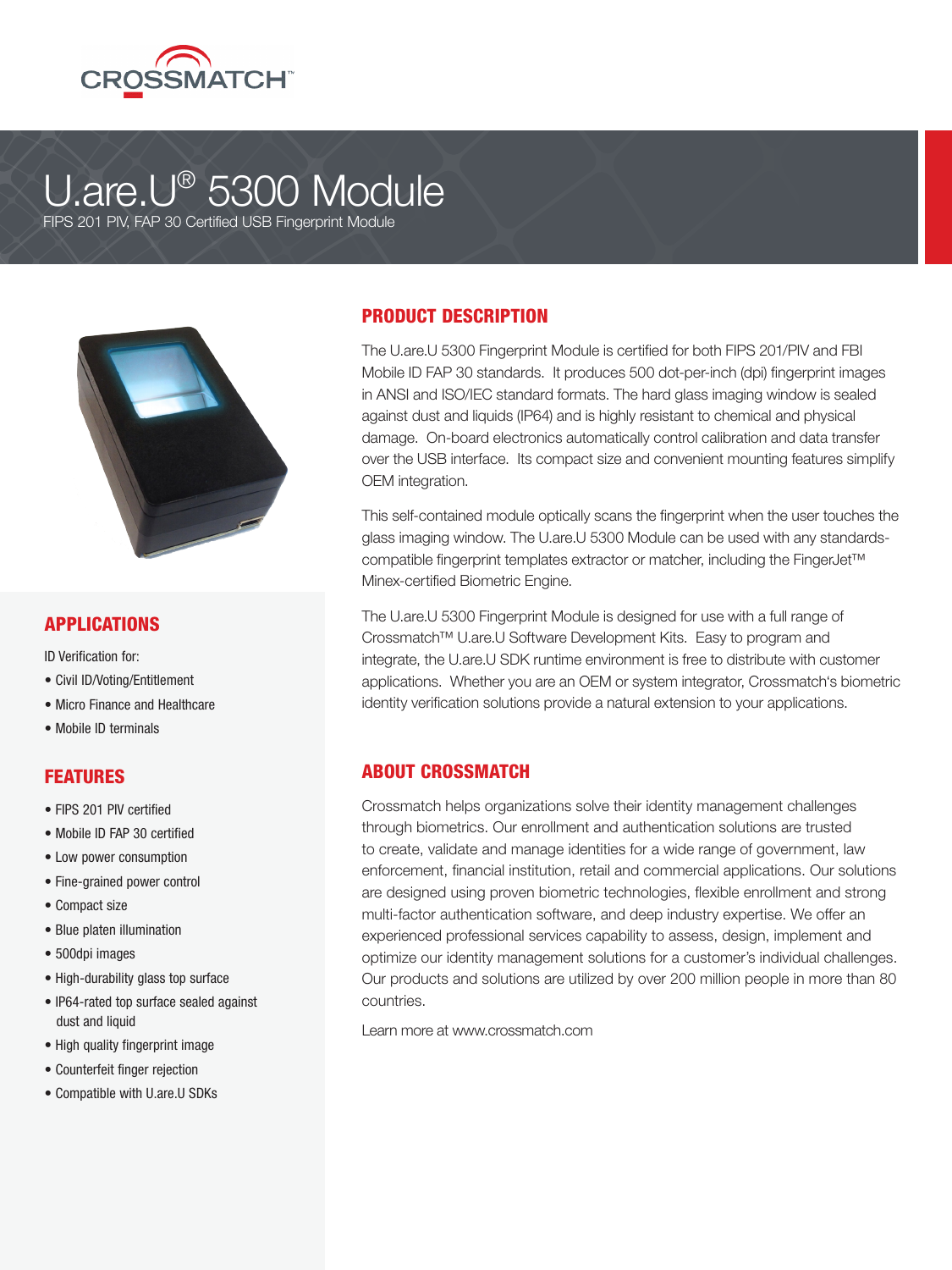CROSSMATCH™

# U.are.U® 5300 Module

FIPS 201 PIV, FAP 30 Certified USB Fingerprint Module

## PRODUCT DESCRIPTION

The U.are.U 5300 Fingerprint Module is certified for both FIPS 201/PIV and FBI Mobile ID FAP 30 standards. It produces 500 dot-per-inch (dpi) fingerprint images in ANSI and ISO/IEC standard formats. The hard glass imaging window is sealed against dust and liquids (IP64) and is highly resistant to chemical and physical damage. On-board electronics automatically control calibration and data transfer over the USB interface. Its compact size and convenient mounting features simplify OEM integration.

This self-contained module optically scans the fingerprint when the user touches the glass imaging window. The U.are.U 5300 Module can be used with any standards-compatible fingerprint templates extractor or matcher, including the FingerJet™ Minex-certified Biometric Engine.

The U.are.U 5300 Fingerprint Module is designed for use with a full range of Crossmatch™ U.are.U Software Development Kits. Easy to program and integrate, the U.are.U SDK runtime environment is free to distribute with customer applications. Whether you are an OEM or system integrator, Crossmatch's biometric identity verification solutions provide a natural extension to your applications.

## APPLICATIONS

ID Verification for:

- Civil ID/Voting/Entitlement
- Micro Finance and Healthcare
- Mobile ID terminals

## FEATURES

- FIPS 201 PIV certified
- Mobile ID FAP 30 certified
- Low power consumption
- Fine-grained power control
- Compact size
- Blue platen illumination
- 500dpi images
- High-durability glass top surface
- IP64-rated top surface sealed against dust and liquid
- High quality fingerprint image
- Counterfeit finger rejection
- Compatible with U.are.U SDKs

## ABOUT CROSSMATCH

Crossmatch helps organizations solve their identity management challenges through biometrics. Our enrollment and authentication solutions are trusted to create, validate and manage identities for a wide range of government, law enforcement, financial institution, retail and commercial applications. Our solutions are designed using proven biometric technologies, flexible enrollment and strong multi-factor authentication software, and deep industry expertise. We offer an experienced professional services capability to assess, design, implement and optimize our identity management solutions for a customer's individual challenges. Our products and solutions are utilized by over 200 million people in more than 80 countries.

Learn more at www.crossmatch.com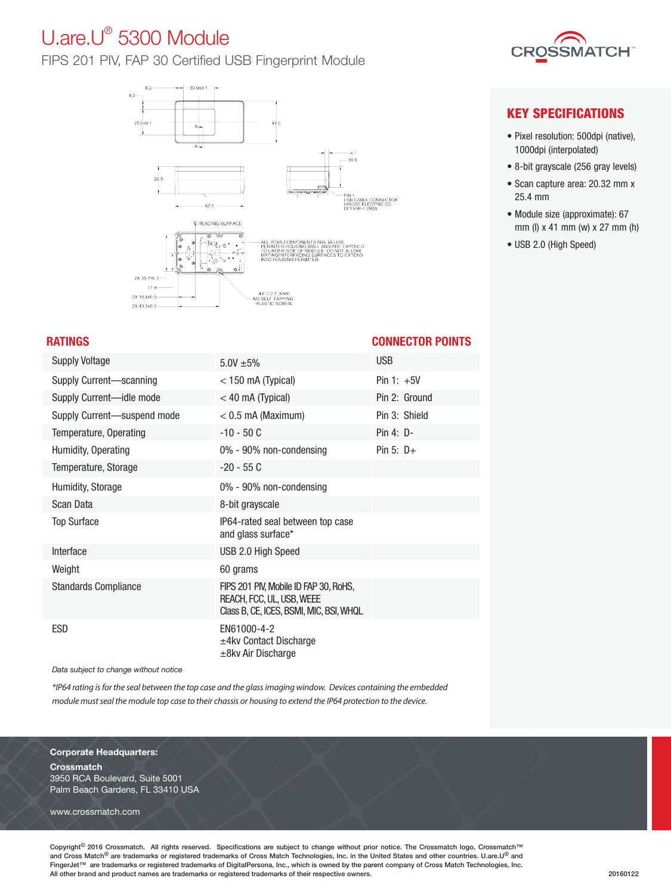# U.are.U® 5300 Module

FIPS 201 PIV, FAP 30 Certified USB Fingerprint Module

CROSSMATCH™

8.2
30.0±0.1
8.0
25.0±0.1
41.0
A
A
26.5
67.0
4.1
20.5
PIN 1
USB CABLE CONNECTOR
HIROSE ELECTRIC CO.
DF13-5P-1.25DS
℄ READING SURFACE
ALL PCBA COMPONENTS ARE BELOW PERIMETER HOUSING WALL AND ARE EXPOSED TO UNDER SIDE OF MODULE. DO NOT ALLOW MATING/INTERFACING SURFACES TO EXTEND INTO HOUSING PERIMETER.
2X 35.7±0.2
17.9
2X 16.4±0.5
2X 40.0±0.2
4X ∅2.7, 8mm
M3 SELF TAPPING
PLASTIC SCREW

## KEY SPECIFICATIONS

- Pixel resolution: 500dpi (native), 1000dpi (interpolated)
- 8-bit grayscale (256 gray levels)
- Scan capture area: 20.32 mm x 25.4 mm
- Module size (approximate): 67 mm (l) x 41 mm (w) x 27 mm (h)
- USB 2.0 (High Speed)

## RATINGS

| | |
|---|---|
| Supply Voltage | 5.0V ±5% |
| Supply Current—scanning | < 150 mA (Typical) |
| Supply Current—idle mode | < 40 mA (Typical) |
| Supply Current—suspend mode | < 0.5 mA (Maximum) |
| Temperature, Operating | -10 - 50 C |
| Humidity, Operating | 0% - 90% non-condensing |
| Temperature, Storage | -20 - 55 C |
| Humidity, Storage | 0% - 90% non-condensing |
| Scan Data | 8-bit grayscale |
| Top Surface | IP64-rated seal between top case and glass surface* |
| Interface | USB 2.0 High Speed |
| Weight | 60 grams |
| Standards Compliance | FIPS 201 PIV, Mobile ID FAP 30, RoHS, REACH, FCC, UL, USB, WEEE Class B, CE, ICES, BSMI, MIC, BSI, WHQL |
| ESD | EN61000-4-2<br>±4kv Contact Discharge<br>±8kv Air Discharge |

## CONNECTOR POINTS

| USB |
|---|
| Pin 1: +5V |
| Pin 2: Ground |
| Pin 3: Shield |
| Pin 4: D- |
| Pin 5: D+ |

*Data subject to change without notice*

*\*IP64 rating is for the seal between the top case and the glass imaging window. Devices containing the embedded module must seal the module top case to their chassis or housing to extend the IP64 protection to the device.*

**Corporate Headquarters:**

**Crossmatch**
3950 RCA Boulevard, Suite 5001
Palm Beach Gardens, FL 33410 USA

www.crossmatch.com

Copyright© 2016 Crossmatch. All rights reserved. Specifications are subject to change without prior notice. The Crossmatch logo, Crossmatch™ and Cross Match® are trademarks or registered trademarks of Cross Match Technologies, Inc. in the United States and other countries. U.are.U® and FingerJet™ are trademarks or registered trademarks of DigitalPersona, Inc., which is owned by the parent company of Cross Match Technologies, Inc. All other brand and product names are trademarks or registered trademarks of their respective owners.

20160122